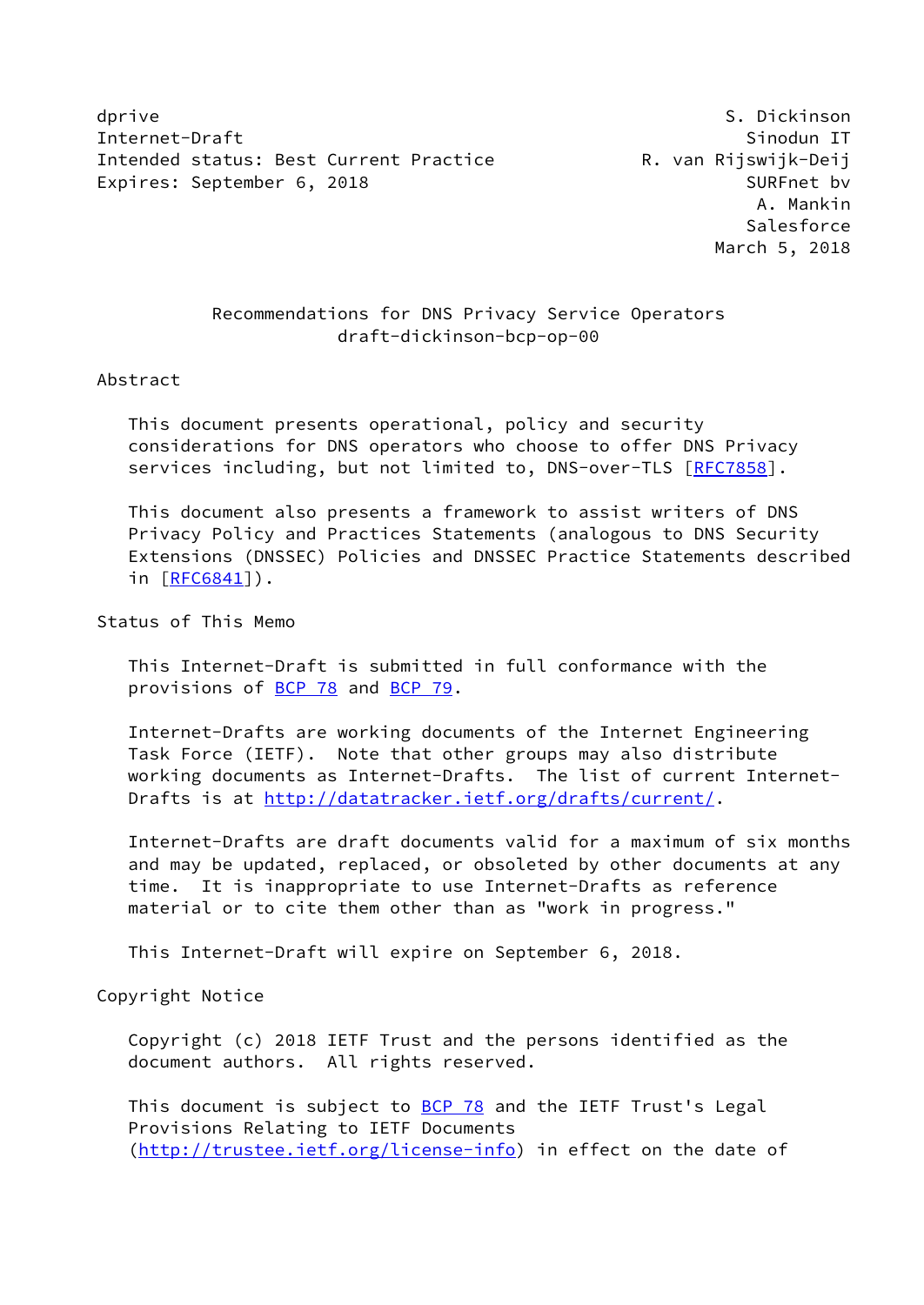dprive S. Dickinson
Internet-Draft Sinodun IT
Intended status: Best Current Practice R. van Rijswijk-Deij
Expires: September 6, 2018 SURFnet bv
A. Mankin
Salesforce
March 5, 2018

# Recommendations for DNS Privacy Service Operators
draft-dickinson-bcp-op-00

## Abstract

This document presents operational, policy and security considerations for DNS operators who choose to offer DNS Privacy services including, but not limited to, DNS-over-TLS [RFC7858].

This document also presents a framework to assist writers of DNS Privacy Policy and Practices Statements (analogous to DNS Security Extensions (DNSSEC) Policies and DNSSEC Practice Statements described in [RFC6841]).

## Status of This Memo

This Internet-Draft is submitted in full conformance with the provisions of BCP 78 and BCP 79.

Internet-Drafts are working documents of the Internet Engineering Task Force (IETF). Note that other groups may also distribute working documents as Internet-Drafts. The list of current Internet-Drafts is at http://datatracker.ietf.org/drafts/current/.

Internet-Drafts are draft documents valid for a maximum of six months and may be updated, replaced, or obsoleted by other documents at any time. It is inappropriate to use Internet-Drafts as reference material or to cite them other than as "work in progress."

This Internet-Draft will expire on September 6, 2018.

## Copyright Notice

Copyright (c) 2018 IETF Trust and the persons identified as the document authors. All rights reserved.

This document is subject to BCP 78 and the IETF Trust's Legal Provisions Relating to IETF Documents (http://trustee.ietf.org/license-info) in effect on the date of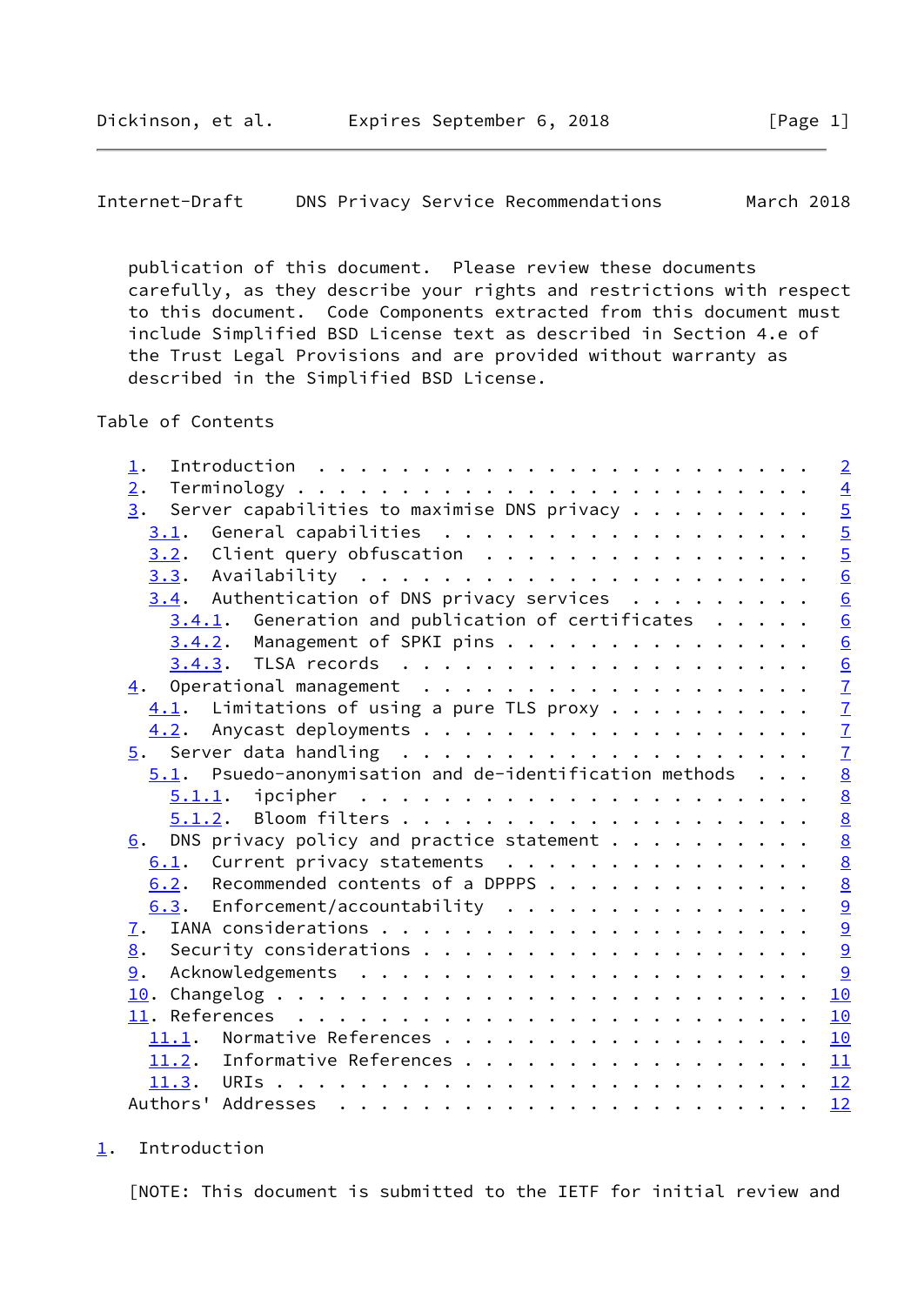publication of this document. Please review these documents carefully, as they describe your rights and restrictions with respect to this document. Code Components extracted from this document must include Simplified BSD License text as described in Section 4.e of the Trust Legal Provisions and are provided without warranty as described in the Simplified BSD License.

## Table of Contents

- 1. Introduction . . . . . . . . . . . . . . . . . . . . . . . . 2
- 2. Terminology . . . . . . . . . . . . . . . . . . . . . . . . 4
- 3. Server capabilities to maximise DNS privacy . . . . . . . . 5
  - 3.1. General capabilities . . . . . . . . . . . . . . . . . . 5
  - 3.2. Client query obfuscation . . . . . . . . . . . . . . . . 5
  - 3.3. Availability . . . . . . . . . . . . . . . . . . . . . . 6
  - 3.4. Authentication of DNS privacy services . . . . . . . . . 6
    - 3.4.1. Generation and publication of certificates . . . . . 6
    - 3.4.2. Management of SPKI pins . . . . . . . . . . . . . . 6
    - 3.4.3. TLSA records . . . . . . . . . . . . . . . . . . . . 6
- 4. Operational management . . . . . . . . . . . . . . . . . . . 7
  - 4.1. Limitations of using a pure TLS proxy . . . . . . . . . . 7
  - 4.2. Anycast deployments . . . . . . . . . . . . . . . . . . . 7
- 5. Server data handling . . . . . . . . . . . . . . . . . . . . 7
  - 5.1. Psuedo-anonymisation and de-identification methods . . . 8
    - 5.1.1. ipcipher . . . . . . . . . . . . . . . . . . . . . . 8
    - 5.1.2. Bloom filters . . . . . . . . . . . . . . . . . . . . 8
- 6. DNS privacy policy and practice statement . . . . . . . . . 8
  - 6.1. Current privacy statements . . . . . . . . . . . . . . . 8
  - 6.2. Recommended contents of a DPPPS . . . . . . . . . . . . . 8
  - 6.3. Enforcement/accountability . . . . . . . . . . . . . . . 9
- 7. IANA considerations . . . . . . . . . . . . . . . . . . . . 9
- 8. Security considerations . . . . . . . . . . . . . . . . . . 9
- 9. Acknowledgements . . . . . . . . . . . . . . . . . . . . . . 9
- 10. Changelog . . . . . . . . . . . . . . . . . . . . . . . . . 10
- 11. References . . . . . . . . . . . . . . . . . . . . . . . . 10
  - 11.1. Normative References . . . . . . . . . . . . . . . . . . 10
  - 11.2. Informative References . . . . . . . . . . . . . . . . . 11
  - 11.3. URIs . . . . . . . . . . . . . . . . . . . . . . . . . . 12
- Authors' Addresses . . . . . . . . . . . . . . . . . . . . . . . 12

## 1. Introduction

[NOTE: This document is submitted to the IETF for initial review and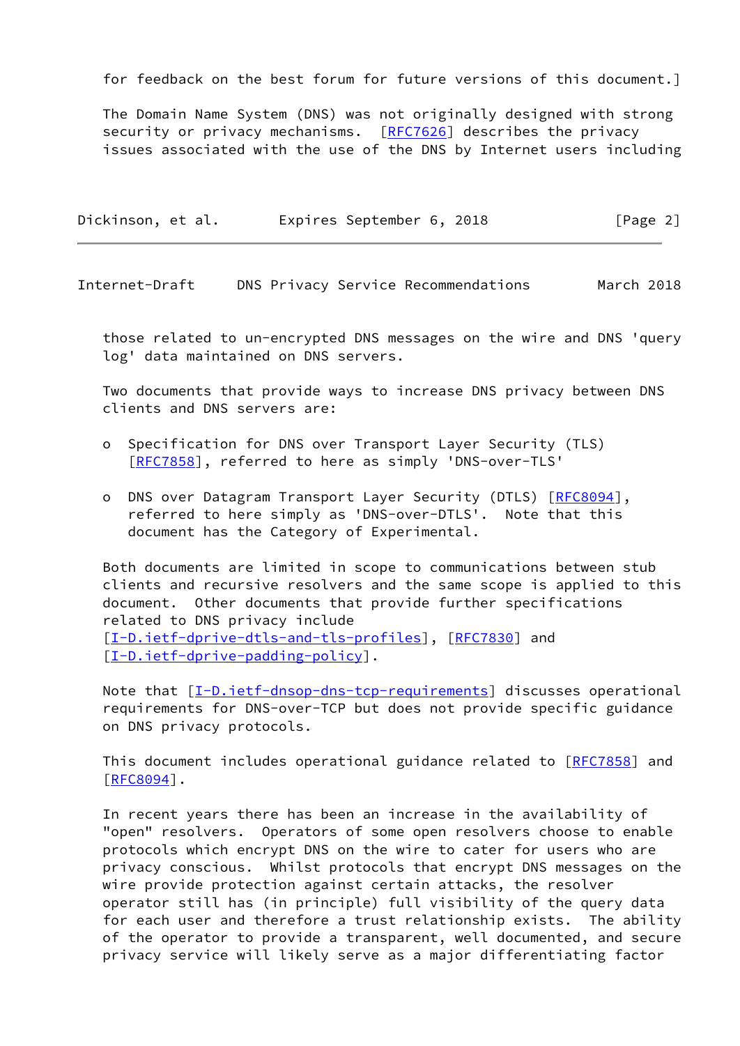for feedback on the best forum for future versions of this document.]

The Domain Name System (DNS) was not originally designed with strong security or privacy mechanisms. [RFC7626] describes the privacy issues associated with the use of the DNS by Internet users including those related to un-encrypted DNS messages on the wire and DNS 'query log' data maintained on DNS servers.

Two documents that provide ways to increase DNS privacy between DNS clients and DNS servers are:

- Specification for DNS over Transport Layer Security (TLS) [RFC7858], referred to here as simply 'DNS-over-TLS'
- DNS over Datagram Transport Layer Security (DTLS) [RFC8094], referred to here simply as 'DNS-over-DTLS'. Note that this document has the Category of Experimental.

Both documents are limited in scope to communications between stub clients and recursive resolvers and the same scope is applied to this document. Other documents that provide further specifications related to DNS privacy include [I-D.ietf-dprive-dtls-and-tls-profiles], [RFC7830] and [I-D.ietf-dprive-padding-policy].

Note that [I-D.ietf-dnsop-dns-tcp-requirements] discusses operational requirements for DNS-over-TCP but does not provide specific guidance on DNS privacy protocols.

This document includes operational guidance related to [RFC7858] and [RFC8094].

In recent years there has been an increase in the availability of "open" resolvers. Operators of some open resolvers choose to enable protocols which encrypt DNS on the wire to cater for users who are privacy conscious. Whilst protocols that encrypt DNS messages on the wire provide protection against certain attacks, the resolver operator still has (in principle) full visibility of the query data for each user and therefore a trust relationship exists. The ability of the operator to provide a transparent, well documented, and secure privacy service will likely serve as a major differentiating factor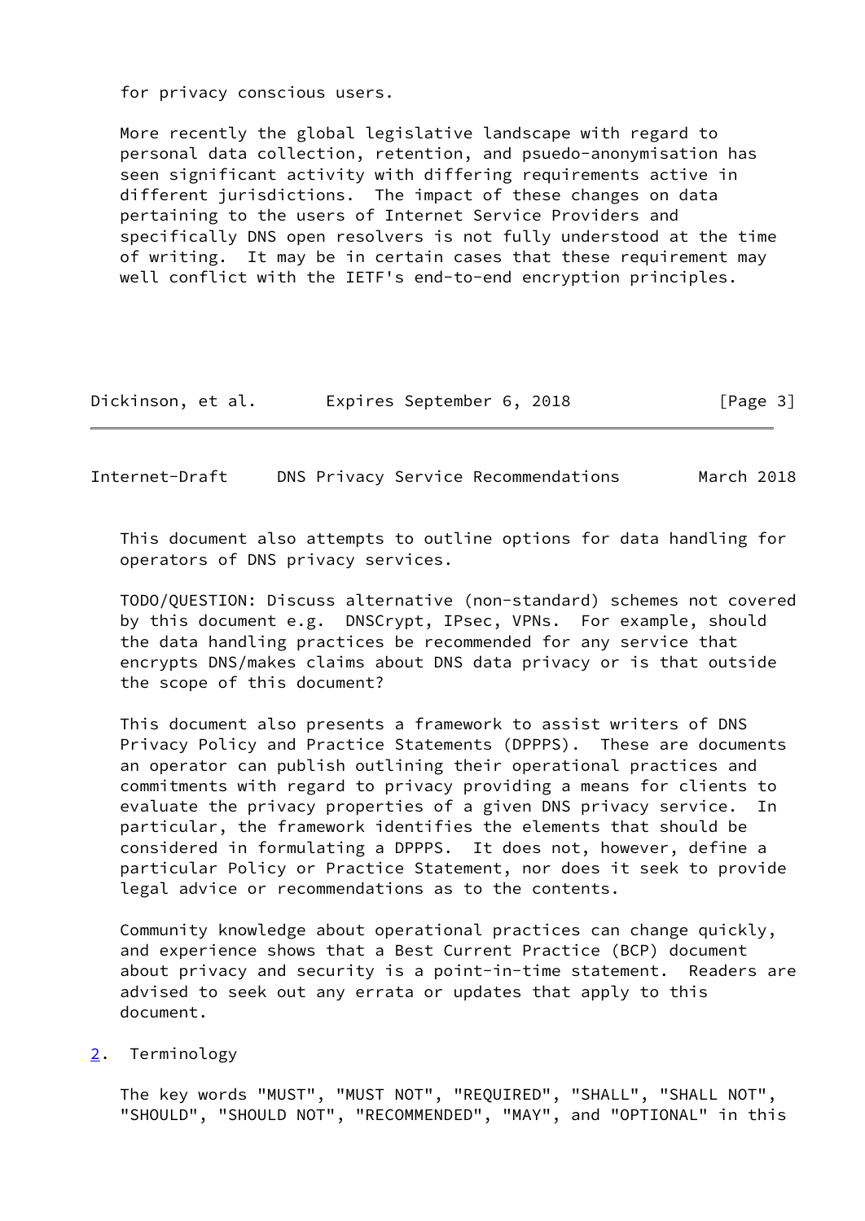for privacy conscious users.

More recently the global legislative landscape with regard to personal data collection, retention, and psuedo-anonymisation has seen significant activity with differing requirements active in different jurisdictions. The impact of these changes on data pertaining to the users of Internet Service Providers and specifically DNS open resolvers is not fully understood at the time of writing. It may be in certain cases that these requirement may well conflict with the IETF's end-to-end encryption principles.

This document also attempts to outline options for data handling for operators of DNS privacy services.

TODO/QUESTION: Discuss alternative (non-standard) schemes not covered by this document e.g. DNSCrypt, IPsec, VPNs. For example, should the data handling practices be recommended for any service that encrypts DNS/makes claims about DNS data privacy or is that outside the scope of this document?

This document also presents a framework to assist writers of DNS Privacy Policy and Practice Statements (DPPPS). These are documents an operator can publish outlining their operational practices and commitments with regard to privacy providing a means for clients to evaluate the privacy properties of a given DNS privacy service. In particular, the framework identifies the elements that should be considered in formulating a DPPPS. It does not, however, define a particular Policy or Practice Statement, nor does it seek to provide legal advice or recommendations as to the contents.

Community knowledge about operational practices can change quickly, and experience shows that a Best Current Practice (BCP) document about privacy and security is a point-in-time statement. Readers are advised to seek out any errata or updates that apply to this document.

## 2. Terminology

The key words "MUST", "MUST NOT", "REQUIRED", "SHALL", "SHALL NOT", "SHOULD", "SHOULD NOT", "RECOMMENDED", "MAY", and "OPTIONAL" in this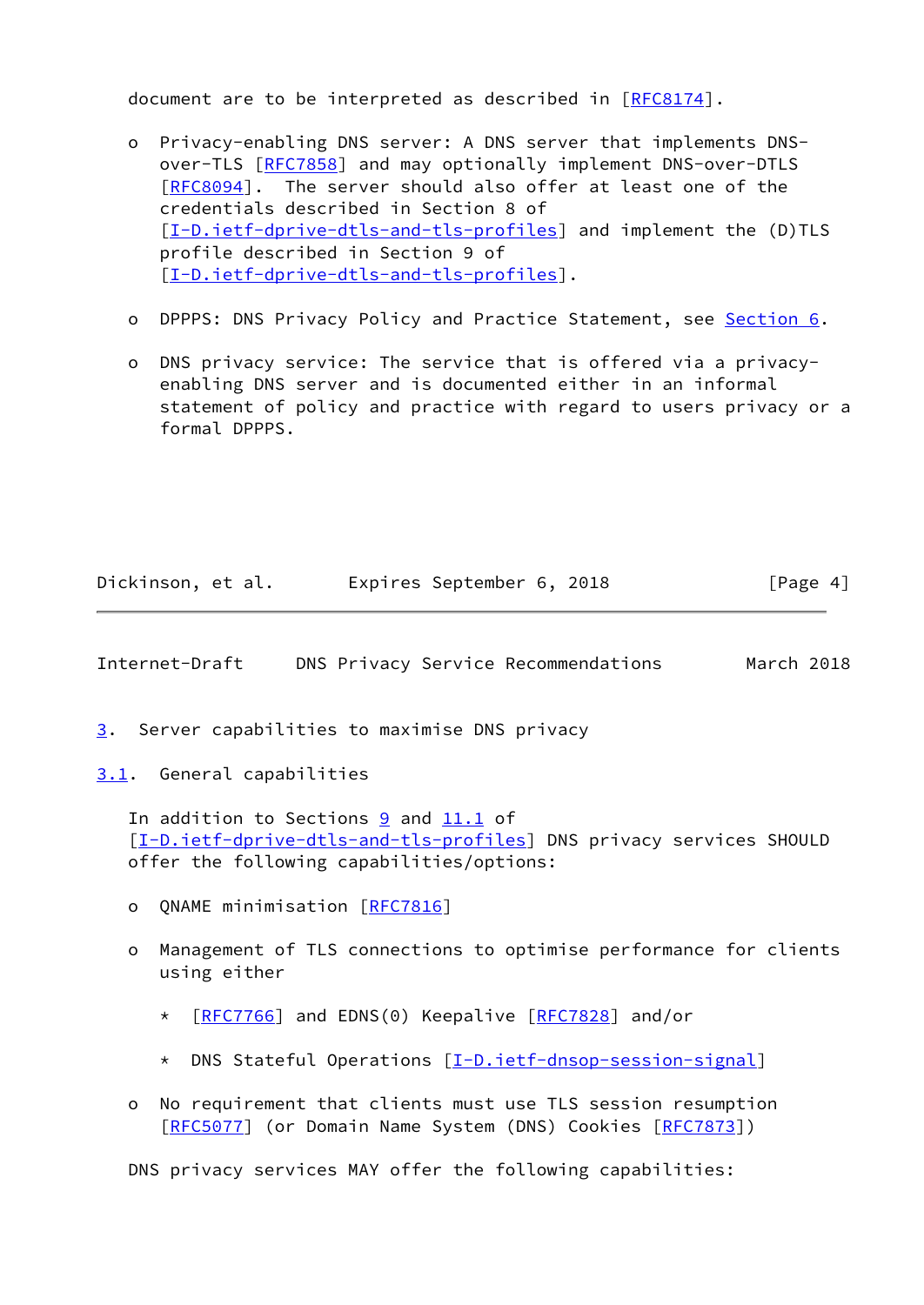document are to be interpreted as described in [RFC8174].

- Privacy-enabling DNS server: A DNS server that implements DNS-over-TLS [RFC7858] and may optionally implement DNS-over-DTLS [RFC8094]. The server should also offer at least one of the credentials described in Section 8 of [I-D.ietf-dprive-dtls-and-tls-profiles] and implement the (D)TLS profile described in Section 9 of [I-D.ietf-dprive-dtls-and-tls-profiles].

- DPPPS: DNS Privacy Policy and Practice Statement, see Section 6.

- DNS privacy service: The service that is offered via a privacy-enabling DNS server and is documented either in an informal statement of policy and practice with regard to users privacy or a formal DPPPS.

# 3. Server capabilities to maximise DNS privacy

## 3.1. General capabilities

In addition to Sections 9 and 11.1 of [I-D.ietf-dprive-dtls-and-tls-profiles] DNS privacy services SHOULD offer the following capabilities/options:

- QNAME minimisation [RFC7816]

- Management of TLS connections to optimise performance for clients using either

  * [RFC7766] and EDNS(0) Keepalive [RFC7828] and/or

  * DNS Stateful Operations [I-D.ietf-dnsop-session-signal]

- No requirement that clients must use TLS session resumption [RFC5077] (or Domain Name System (DNS) Cookies [RFC7873])

DNS privacy services MAY offer the following capabilities: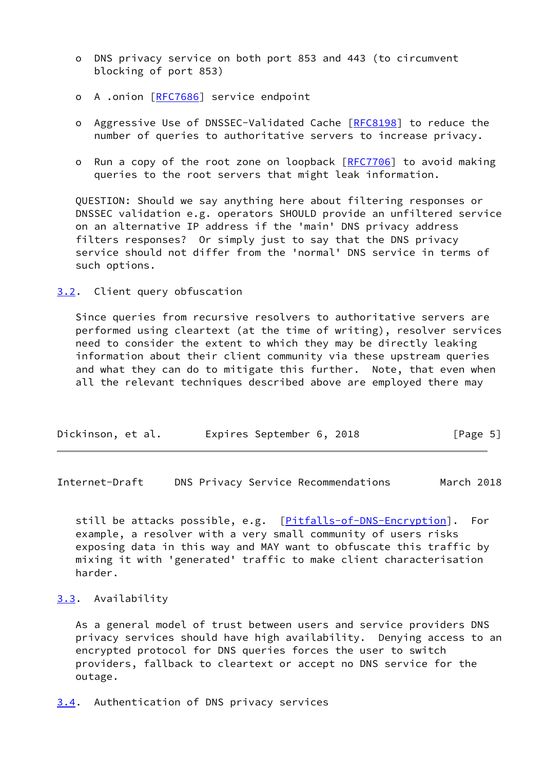- DNS privacy service on both port 853 and 443 (to circumvent blocking of port 853)

- A .onion [RFC7686] service endpoint

- Aggressive Use of DNSSEC-Validated Cache [RFC8198] to reduce the number of queries to authoritative servers to increase privacy.

- Run a copy of the root zone on loopback [RFC7706] to avoid making queries to the root servers that might leak information.

QUESTION: Should we say anything here about filtering responses or DNSSEC validation e.g. operators SHOULD provide an unfiltered service on an alternative IP address if the 'main' DNS privacy address filters responses? Or simply just to say that the DNS privacy service should not differ from the 'normal' DNS service in terms of such options.

### 3.2. Client query obfuscation

Since queries from recursive resolvers to authoritative servers are performed using cleartext (at the time of writing), resolver services need to consider the extent to which they may be directly leaking information about their client community via these upstream queries and what they can do to mitigate this further. Note, that even when all the relevant techniques described above are employed there may still be attacks possible, e.g. [Pitfalls-of-DNS-Encryption]. For example, a resolver with a very small community of users risks exposing data in this way and MAY want to obfuscate this traffic by mixing it with 'generated' traffic to make client characterisation harder.

### 3.3. Availability

As a general model of trust between users and service providers DNS privacy services should have high availability. Denying access to an encrypted protocol for DNS queries forces the user to switch providers, fallback to cleartext or accept no DNS service for the outage.

### 3.4. Authentication of DNS privacy services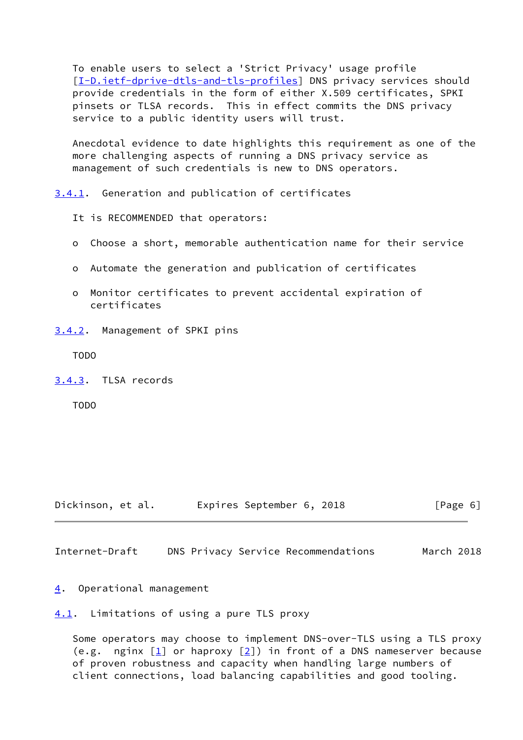To enable users to select a 'Strict Privacy' usage profile [I-D.ietf-dprive-dtls-and-tls-profiles] DNS privacy services should provide credentials in the form of either X.509 certificates, SPKI pinsets or TLSA records. This in effect commits the DNS privacy service to a public identity users will trust.

Anecdotal evidence to date highlights this requirement as one of the more challenging aspects of running a DNS privacy service as management of such credentials is new to DNS operators.

### 3.4.1. Generation and publication of certificates

It is RECOMMENDED that operators:

- Choose a short, memorable authentication name for their service
- Automate the generation and publication of certificates
- Monitor certificates to prevent accidental expiration of certificates

### 3.4.2. Management of SPKI pins

TODO

### 3.4.3. TLSA records

TODO

## 4. Operational management

### 4.1. Limitations of using a pure TLS proxy

Some operators may choose to implement DNS-over-TLS using a TLS proxy (e.g. nginx [1] or haproxy [2]) in front of a DNS nameserver because of proven robustness and capacity when handling large numbers of client connections, load balancing capabilities and good tooling.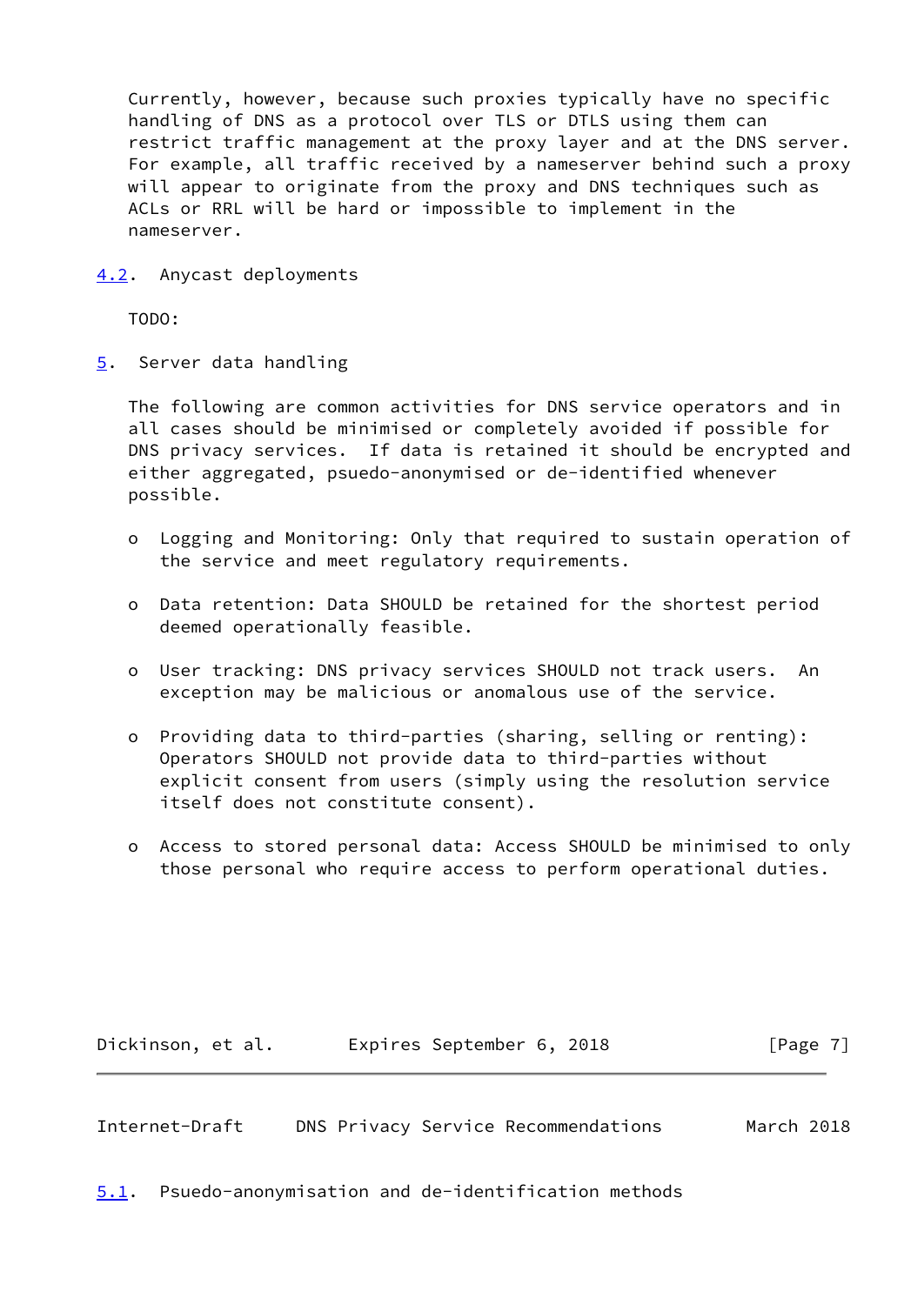Currently, however, because such proxies typically have no specific handling of DNS as a protocol over TLS or DTLS using them can restrict traffic management at the proxy layer and at the DNS server. For example, all traffic received by a nameserver behind such a proxy will appear to originate from the proxy and DNS techniques such as ACLs or RRL will be hard or impossible to implement in the nameserver.

### 4.2. Anycast deployments

TODO:

## 5. Server data handling

The following are common activities for DNS service operators and in all cases should be minimised or completely avoided if possible for DNS privacy services. If data is retained it should be encrypted and either aggregated, psuedo-anonymised or de-identified whenever possible.

- Logging and Monitoring: Only that required to sustain operation of the service and meet regulatory requirements.
- Data retention: Data SHOULD be retained for the shortest period deemed operationally feasible.
- User tracking: DNS privacy services SHOULD not track users. An exception may be malicious or anomalous use of the service.
- Providing data to third-parties (sharing, selling or renting): Operators SHOULD not provide data to third-parties without explicit consent from users (simply using the resolution service itself does not constitute consent).
- Access to stored personal data: Access SHOULD be minimised to only those personal who require access to perform operational duties.

### 5.1. Psuedo-anonymisation and de-identification methods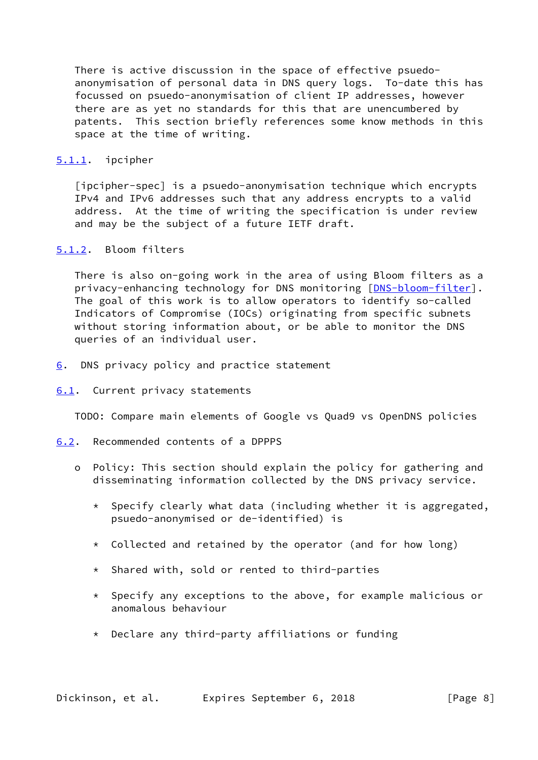There is active discussion in the space of effective psuedo-anonymisation of personal data in DNS query logs. To-date this has focussed on psuedo-anonymisation of client IP addresses, however there are as yet no standards for this that are unencumbered by patents. This section briefly references some know methods in this space at the time of writing.

### 5.1.1. ipcipher

[ipcipher-spec] is a psuedo-anonymisation technique which encrypts IPv4 and IPv6 addresses such that any address encrypts to a valid address. At the time of writing the specification is under review and may be the subject of a future IETF draft.

### 5.1.2. Bloom filters

There is also on-going work in the area of using Bloom filters as a privacy-enhancing technology for DNS monitoring [DNS-bloom-filter]. The goal of this work is to allow operators to identify so-called Indicators of Compromise (IOCs) originating from specific subnets without storing information about, or be able to monitor the DNS queries of an individual user.

# 6. DNS privacy policy and practice statement

## 6.1. Current privacy statements

TODO: Compare main elements of Google vs Quad9 vs OpenDNS policies

## 6.2. Recommended contents of a DPPPS

- Policy: This section should explain the policy for gathering and disseminating information collected by the DNS privacy service.

  * Specify clearly what data (including whether it is aggregated, psuedo-anonymised or de-identified) is

  * Collected and retained by the operator (and for how long)

  * Shared with, sold or rented to third-parties

  * Specify any exceptions to the above, for example malicious or anomalous behaviour

  * Declare any third-party affiliations or funding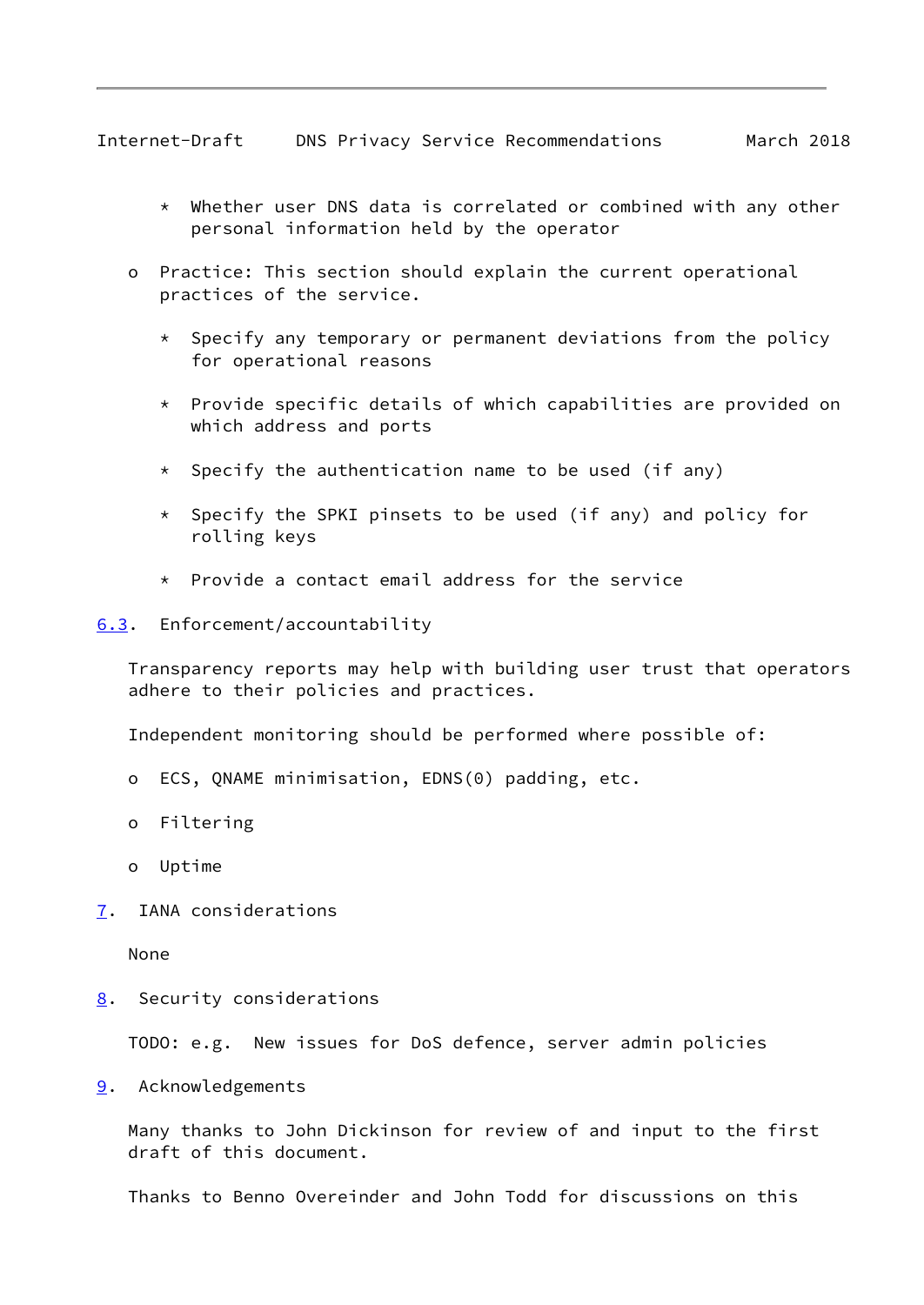* Whether user DNS data is correlated or combined with any other personal information held by the operator

- Practice: This section should explain the current operational practices of the service.

  * Specify any temporary or permanent deviations from the policy for operational reasons

  * Provide specific details of which capabilities are provided on which address and ports

  * Specify the authentication name to be used (if any)

  * Specify the SPKI pinsets to be used (if any) and policy for rolling keys

  * Provide a contact email address for the service

### 6.3. Enforcement/accountability

Transparency reports may help with building user trust that operators adhere to their policies and practices.

Independent monitoring should be performed where possible of:

- ECS, QNAME minimisation, EDNS(0) padding, etc.

- Filtering

- Uptime

## 7. IANA considerations

None

## 8. Security considerations

TODO: e.g. New issues for DoS defence, server admin policies

## 9. Acknowledgements

Many thanks to John Dickinson for review of and input to the first draft of this document.

Thanks to Benno Overeinder and John Todd for discussions on this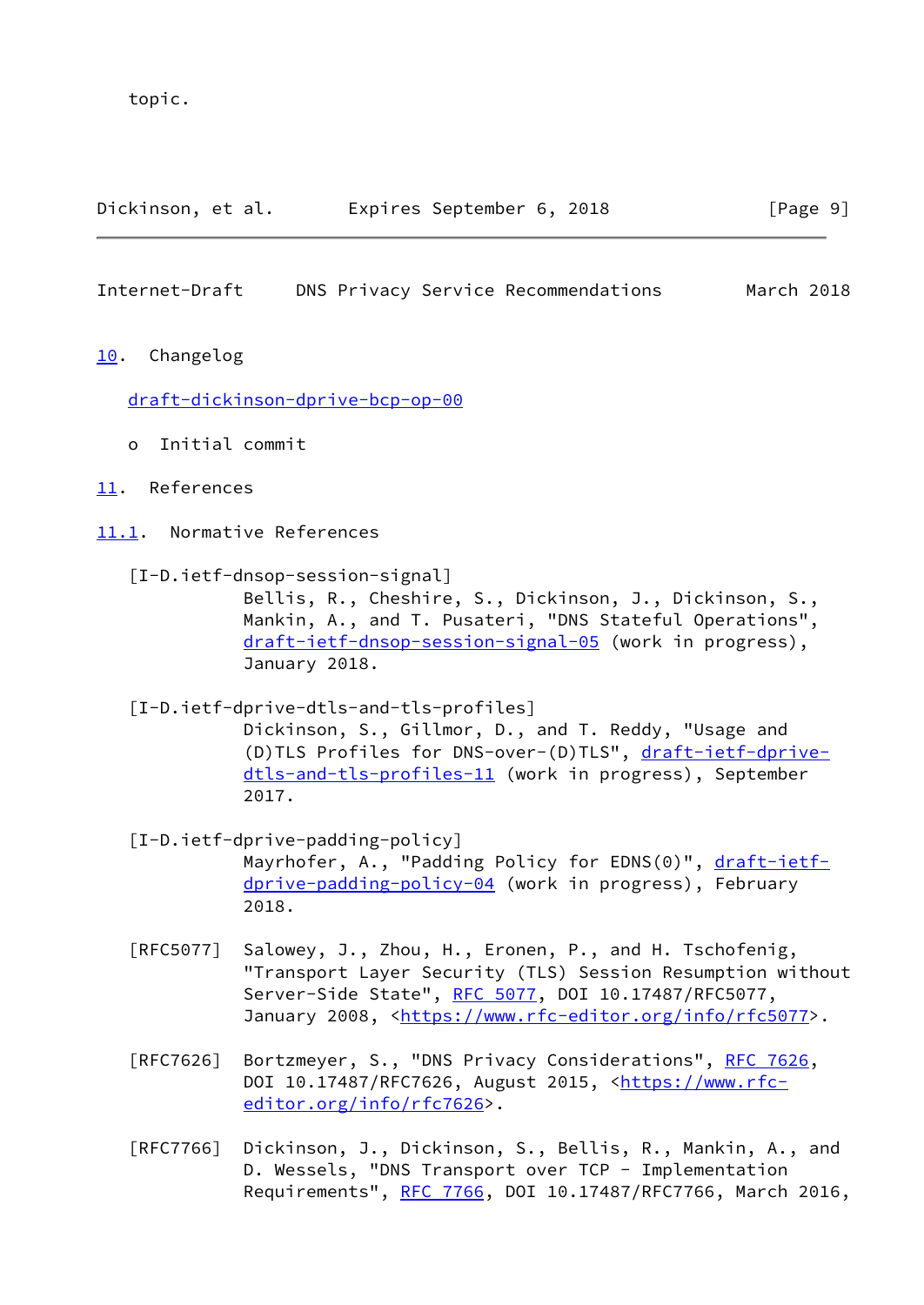topic.

## 10. Changelog

draft-dickinson-dprive-bcp-op-00

- Initial commit

## 11. References

### 11.1. Normative References

[I-D.ietf-dnsop-session-signal]
Bellis, R., Cheshire, S., Dickinson, J., Dickinson, S., Mankin, A., and T. Pusateri, "DNS Stateful Operations", draft-ietf-dnsop-session-signal-05 (work in progress), January 2018.

[I-D.ietf-dprive-dtls-and-tls-profiles]
Dickinson, S., Gillmor, D., and T. Reddy, "Usage and (D)TLS Profiles for DNS-over-(D)TLS", draft-ietf-dprive-dtls-and-tls-profiles-11 (work in progress), September 2017.

[I-D.ietf-dprive-padding-policy]
Mayrhofer, A., "Padding Policy for EDNS(0)", draft-ietf-dprive-padding-policy-04 (work in progress), February 2018.

[RFC5077] Salowey, J., Zhou, H., Eronen, P., and H. Tschofenig, "Transport Layer Security (TLS) Session Resumption without Server-Side State", RFC 5077, DOI 10.17487/RFC5077, January 2008, <https://www.rfc-editor.org/info/rfc5077>.

[RFC7626] Bortzmeyer, S., "DNS Privacy Considerations", RFC 7626, DOI 10.17487/RFC7626, August 2015, <https://www.rfc-editor.org/info/rfc7626>.

[RFC7766] Dickinson, J., Dickinson, S., Bellis, R., Mankin, A., and D. Wessels, "DNS Transport over TCP - Implementation Requirements", RFC 7766, DOI 10.17487/RFC7766, March 2016,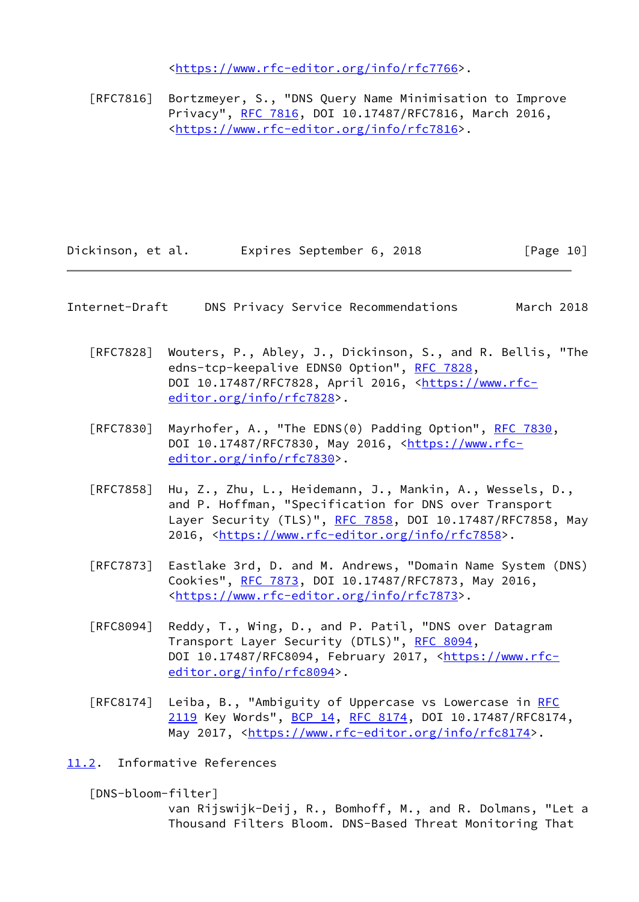<https://www.rfc-editor.org/info/rfc7766>.

[RFC7816] Bortzmeyer, S., "DNS Query Name Minimisation to Improve Privacy", RFC 7816, DOI 10.17487/RFC7816, March 2016, <https://www.rfc-editor.org/info/rfc7816>.

[RFC7828] Wouters, P., Abley, J., Dickinson, S., and R. Bellis, "The edns-tcp-keepalive EDNS0 Option", RFC 7828, DOI 10.17487/RFC7828, April 2016, <https://www.rfc-editor.org/info/rfc7828>.

[RFC7830] Mayrhofer, A., "The EDNS(0) Padding Option", RFC 7830, DOI 10.17487/RFC7830, May 2016, <https://www.rfc-editor.org/info/rfc7830>.

[RFC7858] Hu, Z., Zhu, L., Heidemann, J., Mankin, A., Wessels, D., and P. Hoffman, "Specification for DNS over Transport Layer Security (TLS)", RFC 7858, DOI 10.17487/RFC7858, May 2016, <https://www.rfc-editor.org/info/rfc7858>.

[RFC7873] Eastlake 3rd, D. and M. Andrews, "Domain Name System (DNS) Cookies", RFC 7873, DOI 10.17487/RFC7873, May 2016, <https://www.rfc-editor.org/info/rfc7873>.

[RFC8094] Reddy, T., Wing, D., and P. Patil, "DNS over Datagram Transport Layer Security (DTLS)", RFC 8094, DOI 10.17487/RFC8094, February 2017, <https://www.rfc-editor.org/info/rfc8094>.

[RFC8174] Leiba, B., "Ambiguity of Uppercase vs Lowercase in RFC 2119 Key Words", BCP 14, RFC 8174, DOI 10.17487/RFC8174, May 2017, <https://www.rfc-editor.org/info/rfc8174>.

## 11.2. Informative References

[DNS-bloom-filter]
van Rijswijk-Deij, R., Bomhoff, M., and R. Dolmans, "Let a Thousand Filters Bloom. DNS-Based Threat Monitoring That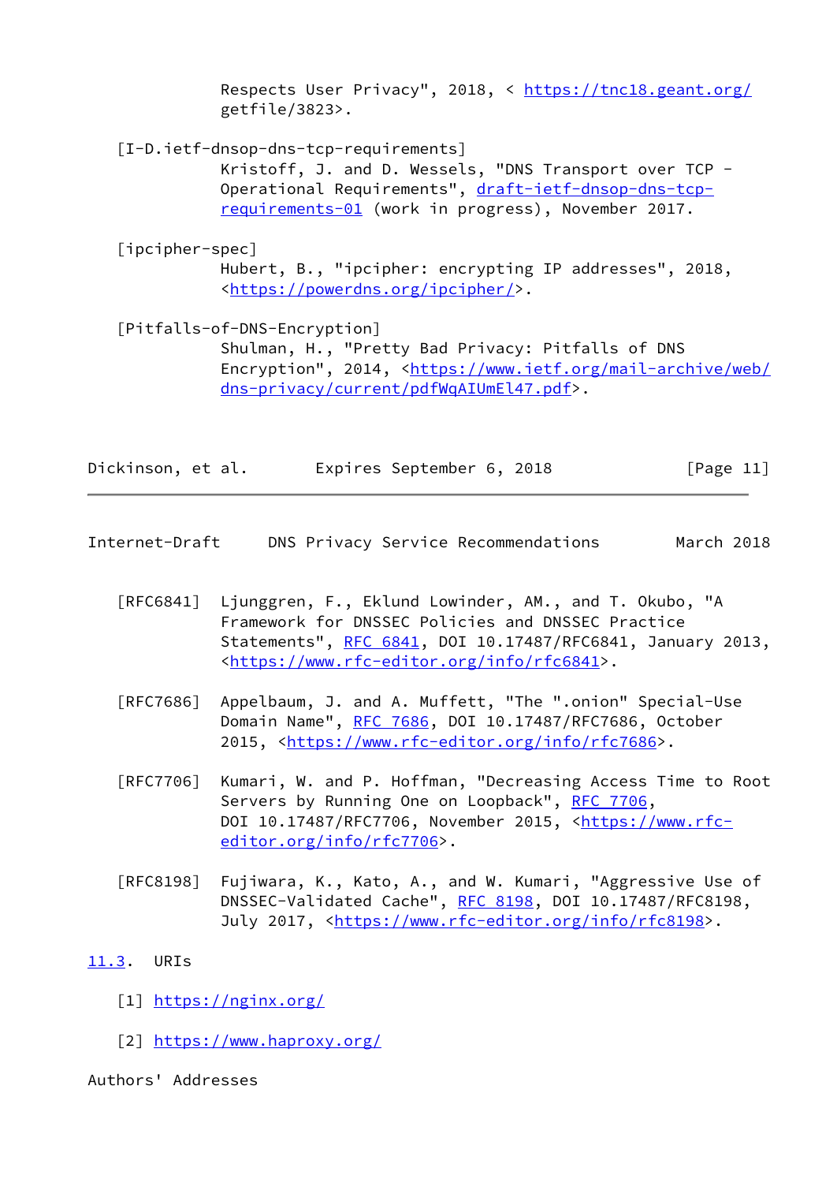Respects User Privacy", 2018, < https://tnc18.geant.org/getfile/3823>.

[I-D.ietf-dnsop-dns-tcp-requirements]
Kristoff, J. and D. Wessels, "DNS Transport over TCP - Operational Requirements", draft-ietf-dnsop-dns-tcp-requirements-01 (work in progress), November 2017.

[ipcipher-spec]
Hubert, B., "ipcipher: encrypting IP addresses", 2018, <https://powerdns.org/ipcipher/>.

[Pitfalls-of-DNS-Encryption]
Shulman, H., "Pretty Bad Privacy: Pitfalls of DNS Encryption", 2014, <https://www.ietf.org/mail-archive/web/dns-privacy/current/pdfWqAIUmEl47.pdf>.

[RFC6841] Ljunggren, F., Eklund Lowinder, AM., and T. Okubo, "A Framework for DNSSEC Policies and DNSSEC Practice Statements", RFC 6841, DOI 10.17487/RFC6841, January 2013, <https://www.rfc-editor.org/info/rfc6841>.

[RFC7686] Appelbaum, J. and A. Muffett, "The ".onion" Special-Use Domain Name", RFC 7686, DOI 10.17487/RFC7686, October 2015, <https://www.rfc-editor.org/info/rfc7686>.

[RFC7706] Kumari, W. and P. Hoffman, "Decreasing Access Time to Root Servers by Running One on Loopback", RFC 7706, DOI 10.17487/RFC7706, November 2015, <https://www.rfc-editor.org/info/rfc7706>.

[RFC8198] Fujiwara, K., Kato, A., and W. Kumari, "Aggressive Use of DNSSEC-Validated Cache", RFC 8198, DOI 10.17487/RFC8198, July 2017, <https://www.rfc-editor.org/info/rfc8198>.

### 11.3. URIs

[1] https://nginx.org/

[2] https://www.haproxy.org/

## Authors' Addresses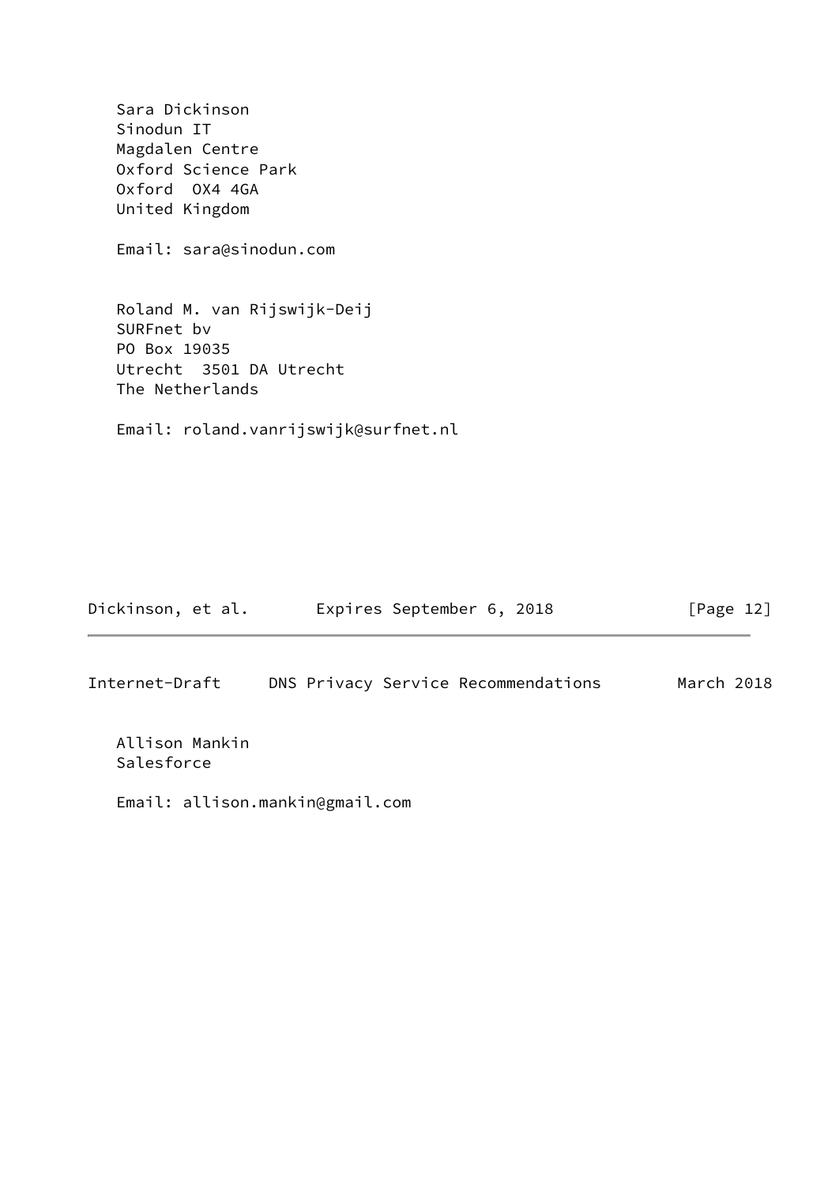Sara Dickinson
Sinodun IT
Magdalen Centre
Oxford Science Park
Oxford  OX4 4GA
United Kingdom

Email: sara@sinodun.com

Roland M. van Rijswijk-Deij
SURFnet bv
PO Box 19035
Utrecht  3501 DA Utrecht
The Netherlands

Email: roland.vanrijswijk@surfnet.nl

Allison Mankin
Salesforce

Email: allison.mankin@gmail.com